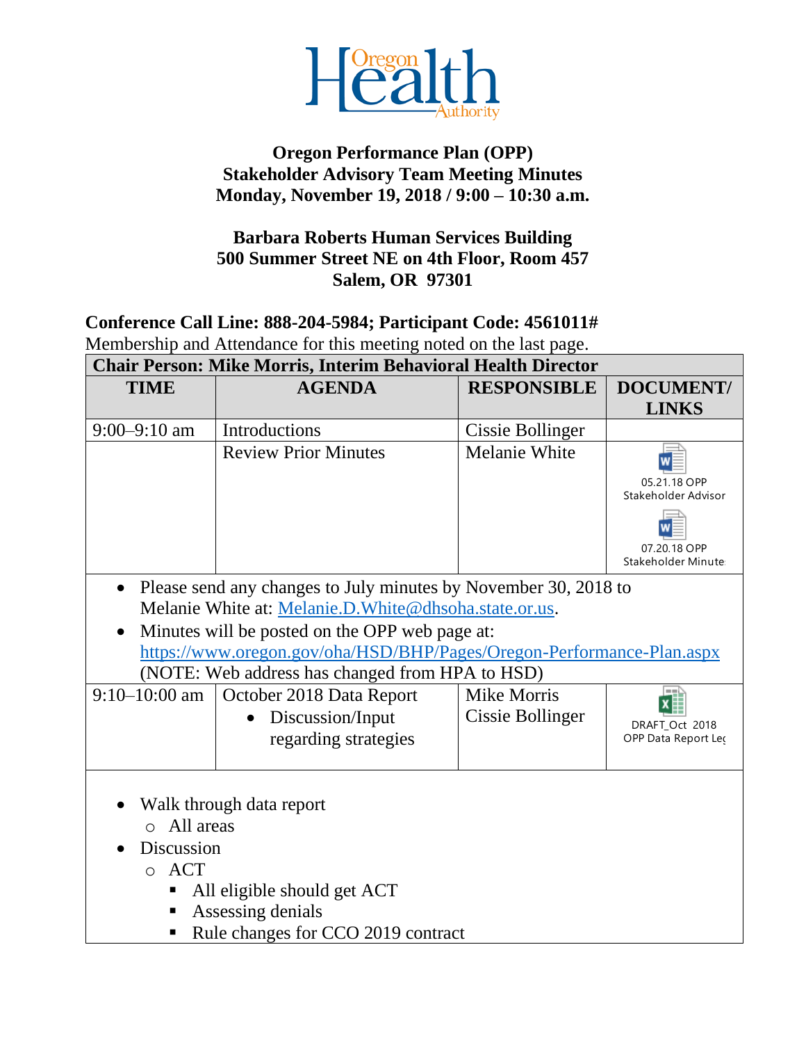**Oregon Health Authority**

# Oregon Performance Plan (OPP) Stakeholder Advisory Team Meeting Minutes

**Monday, November 19, 2018 / 9:00 – 10:30 a.m.**

**Barbara Roberts Human Services Building**
**500 Summer Street NE on 4th Floor, Room 457**
**Salem, OR 97301**

**Conference Call Line: 888-204-5984; Participant Code: 4561011#**

Membership and Attendance for this meeting noted on the last page.

**Chair Person: Mike Morris, Interim Behavioral Health Director**

| TIME | AGENDA | RESPONSIBLE | DOCUMENT/ LINKS |
|---|---|---|---|
| 9:00–9:10 am | Introductions | Cissie Bollinger | |
| | Review Prior Minutes | Melanie White | 05.21.18 OPP Stakeholder Advisor; 07.20.18 OPP Stakeholder Minute |

- Please send any changes to July minutes by November 30, 2018 to Melanie White at: Melanie.D.White@dhsoha.state.or.us.
- Minutes will be posted on the OPP web page at: https://www.oregon.gov/oha/HSD/BHP/Pages/Oregon-Performance-Plan.aspx (NOTE: Web address has changed from HPA to HSD)

| TIME | AGENDA | RESPONSIBLE | DOCUMENT/ LINKS |
|---|---|---|---|
| 9:10–10:00 am | October 2018 Data Report<br>• Discussion/Input regarding strategies | Mike Morris<br>Cissie Bollinger | DRAFT_Oct 2018 OPP Data Report Le |

- Walk through data report
  - All areas
- Discussion
  - ACT
    - All eligible should get ACT
    - Assessing denials
    - Rule changes for CCO 2019 contract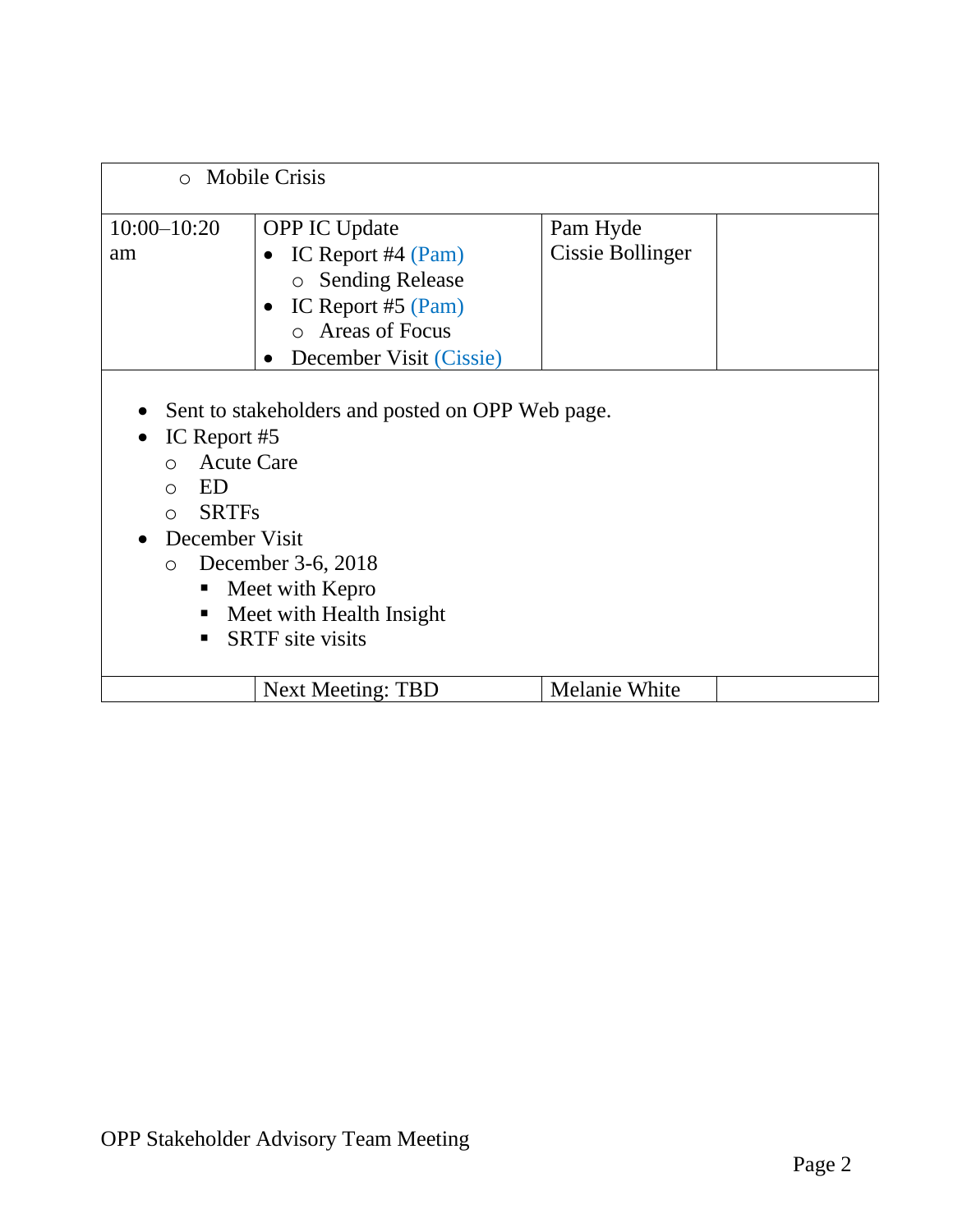| | | | |
|---|---|---|---|
| ◦ Mobile Crisis | | | |
| 10:00–10:20 am | OPP IC Update<br>• IC Report #4 (Pam)<br>◦ Sending Release<br>• IC Report #5 (Pam)<br>◦ Areas of Focus<br>• December Visit (Cissie) | Pam Hyde<br>Cissie Bollinger | |
| • Sent to stakeholders and posted on OPP Web page.<br>• IC Report #5<br>◦ Acute Care<br>◦ ED<br>◦ SRTFs<br>• December Visit<br>◦ December 3-6, 2018<br>▪ Meet with Kepro<br>▪ Meet with Health Insight<br>▪ SRTF site visits | | | |
| | Next Meeting: TBD | Melanie White | |

OPP Stakeholder Advisory Team Meeting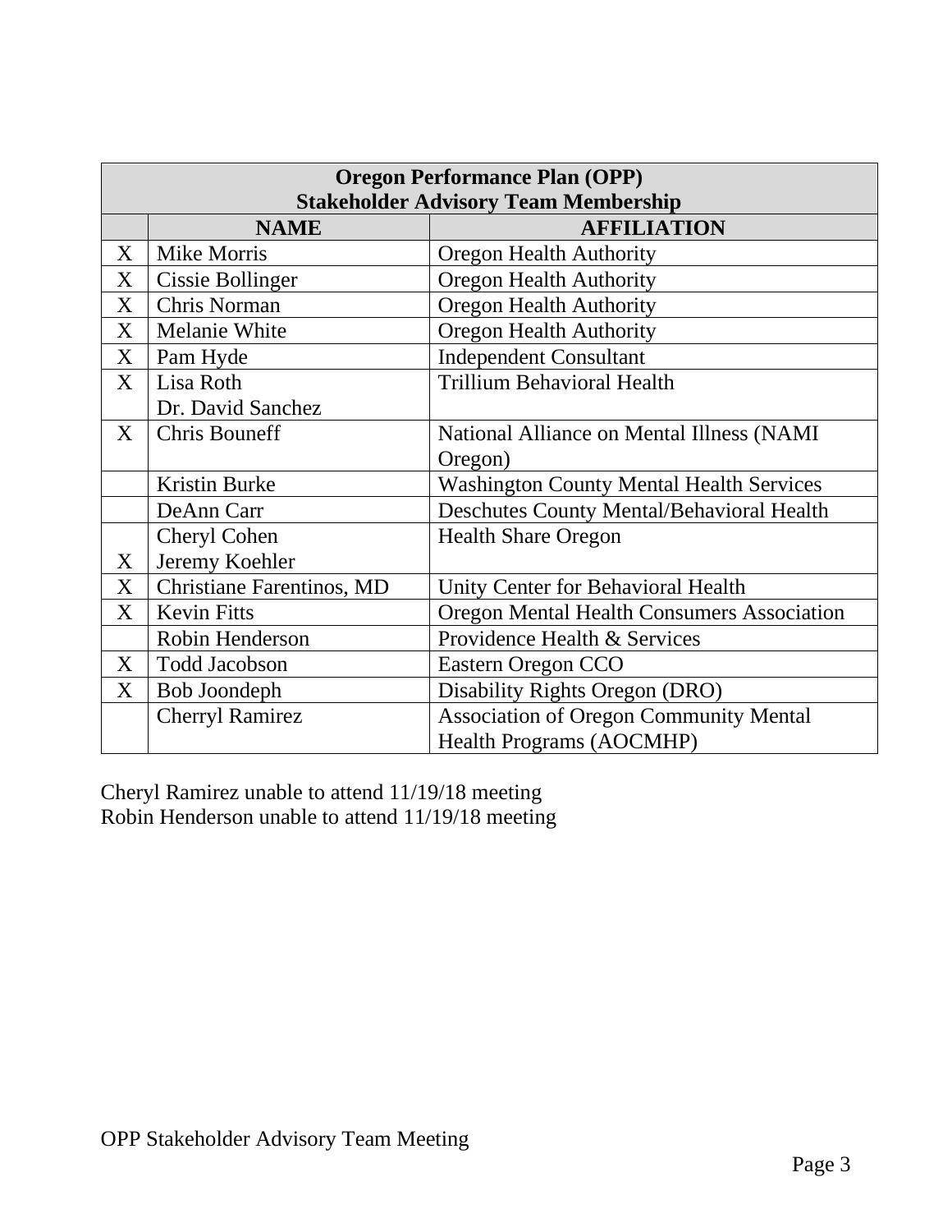| Oregon Performance Plan (OPP) Stakeholder Advisory Team Membership | | |
|---|---|---|
| | **NAME** | **AFFILIATION** |
| X | Mike Morris | Oregon Health Authority |
| X | Cissie Bollinger | Oregon Health Authority |
| X | Chris Norman | Oregon Health Authority |
| X | Melanie White | Oregon Health Authority |
| X | Pam Hyde | Independent Consultant |
| X | Lisa Roth<br>Dr. David Sanchez | Trillium Behavioral Health |
| X | Chris Bouneff | National Alliance on Mental Illness (NAMI Oregon) |
| | Kristin Burke | Washington County Mental Health Services |
| | DeAnn Carr | Deschutes County Mental/Behavioral Health |
| <br>X | Cheryl Cohen<br>Jeremy Koehler | Health Share Oregon |
| X | Christiane Farentinos, MD | Unity Center for Behavioral Health |
| X | Kevin Fitts | Oregon Mental Health Consumers Association |
| | Robin Henderson | Providence Health & Services |
| X | Todd Jacobson | Eastern Oregon CCO |
| X | Bob Joondeph | Disability Rights Oregon (DRO) |
| | Cherryl Ramirez | Association of Oregon Community Mental Health Programs (AOCMHP) |

Cheryl Ramirez unable to attend 11/19/18 meeting
Robin Henderson unable to attend 11/19/18 meeting